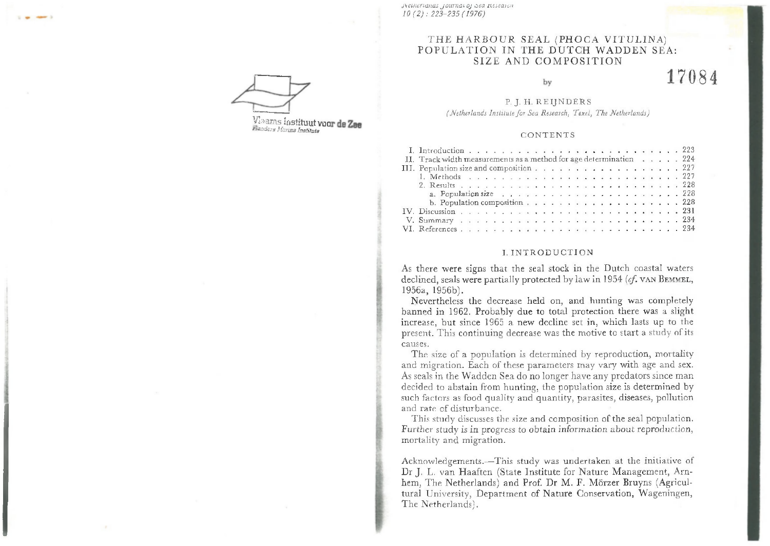# THE HARBOUR SEAL (PHOCA VITULINA) POPULATION IN THE DUTCH WADDEN SEA: SIZE AND COMPOSITION

17084

by

P. J. H. REIJNDERS

*(Netherlands Institute for Sea Research, Texel, The Netherlands)*

## CONTENTS

| | |
|---|---|
| I. Introduction | 223 |
| II. Track width measurements as a method for age determination | 224 |
| III. Population size and composition | 227 |
| 1. Methods | 227 |
| 2. Results | 228 |
| a. Population size | 228 |
| b. Population composition | 228 |
| IV. Discussion | 231 |
| V. Summary | 234 |
| VI. References | 234 |

## I. INTRODUCTION

As there were signs that the seal stock in the Dutch coastal waters declined, seals were partially protected by law in 1954 (*cf.* VAN BEMMEL, 1956a, 1956b).

Nevertheless the decrease held on, and hunting was completely banned in 1962. Probably due to total protection there was a slight increase, but since 1965 a new decline set in, which lasts up to the present. This continuing decrease was the motive to start a study of its causes.

The size of a population is determined by reproduction, mortality and migration. Each of these parameters may vary with age and sex. As seals in the Wadden Sea do no longer have any predators since man decided to abstain from hunting, the population size is determined by such factors as food quality and quantity, parasites, diseases, pollution and rate of disturbance.

This study discusses the size and composition of the seal population. Further study is in progress to obtain information about reproduction, mortality and migration.

Acknowledgements.—This study was undertaken at the initiative of Dr J. L. van Haaften (State Institute for Nature Management, Arnhem, The Netherlands) and Prof. Dr M. F. Mörzer Bruyns (Agricultural University, Department of Nature Conservation, Wageningen, The Netherlands).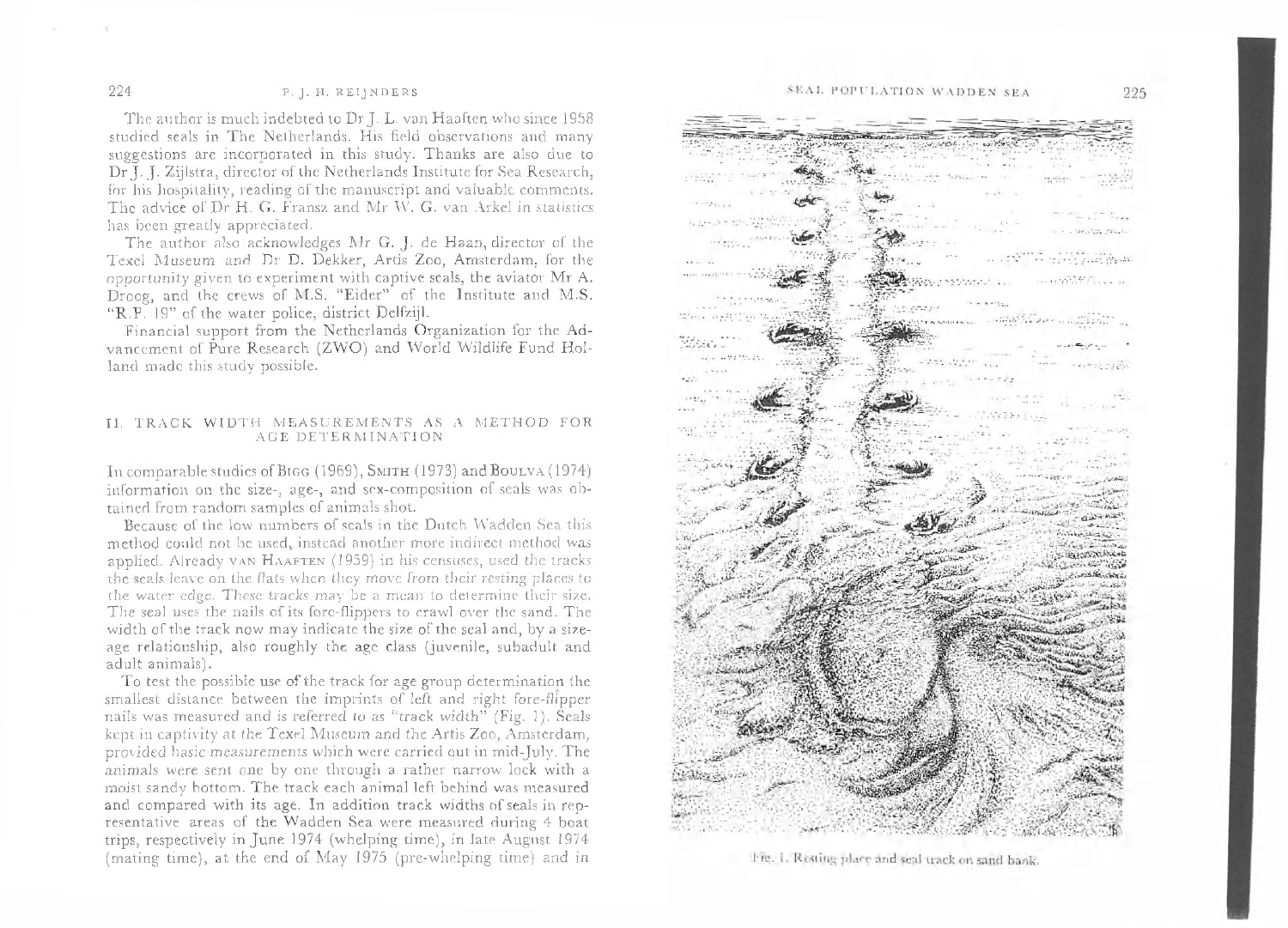The author is much indebted to Dr J. L. van Haaften who since 1958 studied seals in The Netherlands. His field observations and many suggestions are incorporated in this study. Thanks are also due to Dr J. J. Zijlstra, director of the Netherlands Institute for Sea Research, for his hospitality, reading of the manuscript and valuable comments. The advice of Dr H. G. Fransz and Mr W. G. van Arkel in statistics has been greatly appreciated.

The author also acknowledges Mr G. J. de Haan, director of the Texel Museum and Dr D. Dekker, Artis Zoo, Amsterdam, for the opportunity given to experiment with captive seals, the aviator Mr A. Droog, and the crews of M.S. "Eider" of the Institute and M.S. "R.P. 19" of the water police, district Delfzijl.

Financial support from the Netherlands Organization for the Advancement of Pure Research (ZWO) and World Wildlife Fund Holland made this study possible.

## II. TRACK WIDTH MEASUREMENTS AS A METHOD FOR AGE DETERMINATION

In comparable studies of BIGG (1969), SMITH (1973) and BOULVA (1974) information on the size-, age-, and sex-composition of seals was obtained from random samples of animals shot.

Because of the low numbers of seals in the Dutch Wadden Sea this method could not be used, instead another more indirect method was applied. Already VAN HAAFTEN (1959) in his censuses, used the tracks the seals leave on the flats when they move from their resting places to the water edge. These tracks may be a mean to determine their size. The seal uses the nails of its fore-flippers to crawl over the sand. The width of the track now may indicate the size of the seal and, by a size-age relationship, also roughly the age class (juvenile, subadult and adult animals).

To test the possible use of the track for age group determination the smallest distance between the imprints of left and right fore-flipper nails was measured and is referred to as "track width" (Fig. 1). Seals kept in captivity at the Texel Museum and the Artis Zoo, Amsterdam, provided basic measurements which were carried out in mid-July. The animals were sent one by one through a rather narrow lock with a moist sandy bottom. The track each animal left behind was measured and compared with its age. In addition track widths of seals in representative areas of the Wadden Sea were measured during 4 boat trips, respectively in June 1974 (whelping time), in late August 1974 (mating time), at the end of May 1975 (pre-whelping time) and in

Fig. 1. Resting place and seal track on sand bank.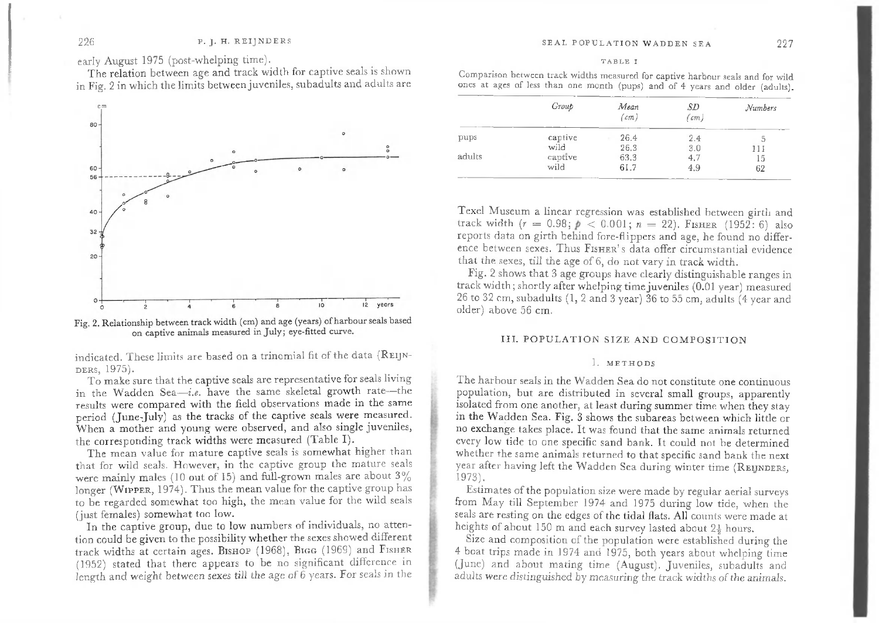early August 1975 (post-whelping time).

The relation between age and track width for captive seals is shown in Fig. 2 in which the limits between juveniles, subadults and adults are

Fig. 2. Relationship between track width (cm) and age (years) of harbour seals based on captive animals measured in July; eye-fitted curve.

indicated. These limits are based on a trinomial fit of the data (REIJNDERS, 1975).

To make sure that the captive seals are representative for seals living in the Wadden Sea—*i.e.* have the same skeletal growth rate—the results were compared with the field observations made in the same period (June-July) as the tracks of the captive seals were measured. When a mother and young were observed, and also single juveniles, the corresponding track widths were measured (Table I).

The mean value for mature captive seals is somewhat higher than that for wild seals. However, in the captive group the mature seals were mainly males (10 out of 15) and full-grown males are about 3% longer (WIPPER, 1974). Thus the mean value for the captive group has to be regarded somewhat too high, the mean value for the wild seals (just females) somewhat too low.

In the captive group, due to low numbers of individuals, no attention could be given to the possibility whether the sexes showed different track widths at certain ages. BISHOP (1968), BIGG (1969) and FISHER (1952) stated that there appears to be no significant difference in length and weight between sexes till the age of 6 years. For seals in the

TABLE I

Comparison between track widths measured for captive harbour seals and for wild ones at ages of less than one month (pups) and of 4 years and older (adults).

| | *Group* | *Mean (cm)* | *SD (cm)* | *Numbers* |
|---|---|---|---|---|
| pups | captive | 26.4 | 2.4 | 5 |
| | wild | 26.3 | 3.0 | 111 |
| adults | captive | 63.3 | 4.7 | 15 |
| | wild | 61.7 | 4.9 | 62 |

Texel Museum a linear regression was established between girth and track width ($r = 0.98$; $p < 0.001$; $n = 22$). FISHER (1952: 6) also reports data on girth behind fore-flippers and age, he found no difference between sexes. Thus FISHER's data offer circumstantial evidence that the sexes, till the age of 6, do not vary in track width.

Fig. 2 shows that 3 age groups have clearly distinguishable ranges in track width; shortly after whelping time juveniles (0.01 year) measured 26 to 32 cm, subadults (1, 2 and 3 year) 36 to 55 cm, adults (4 year and older) above 56 cm.

## III. POPULATION SIZE AND COMPOSITION

### 1. METHODS

The harbour seals in the Wadden Sea do not constitute one continuous population, but are distributed in several small groups, apparently isolated from one another, at least during summer time when they stay in the Wadden Sea. Fig. 3 shows the subareas between which little or no exchange takes place. It was found that the same animals returned every low tide to one specific sand bank. It could not be determined whether the same animals returned to that specific sand bank the next year after having left the Wadden Sea during winter time (REIJNDERS, 1973).

Estimates of the population size were made by regular aerial surveys from May till September 1974 and 1975 during low tide, when the seals are resting on the edges of the tidal flats. All counts were made at heights of about 150 m and each survey lasted about 2½ hours.

Size and composition of the population were established during the 4 boat trips made in 1974 and 1975, both years about whelping time (June) and about mating time (August). Juveniles, subadults and adults were distinguished by measuring the track widths of the animals.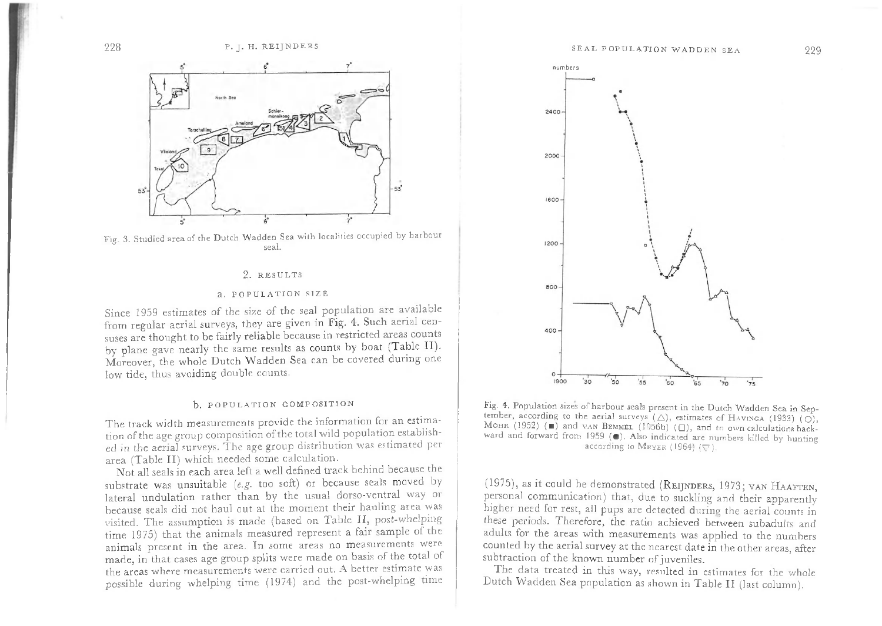Fig. 3. Studied area of the Dutch Wadden Sea with localities occupied by harbour seal.

## 2. RESULTS

### a. POPULATION SIZE

Since 1959 estimates of the size of the seal population are available from regular aerial surveys, they are given in Fig. 4. Such aerial censuses are thought to be fairly reliable because in restricted areas counts by plane gave nearly the same results as counts by boat (Table II). Moreover, the whole Dutch Wadden Sea can be covered during one low tide, thus avoiding double counts.

### b. POPULATION COMPOSITION

The track width measurements provide the information for an estimation of the age group composition of the total wild population established in the aerial surveys. The age group distribution was estimated per area (Table II) which needed some calculation.

Not all seals in each area left a well defined track behind because the substrate was unsuitable (*e.g.* too soft) or because seals moved by lateral undulation rather than by the usual dorso-ventral way or because seals did not haul out at the moment their hauling area was visited. The assumption is made (based on Table II, post-whelping time 1975) that the animals measured represent a fair sample of the animals present in the area. In some areas no measurements were made, in that cases age group splits were made on basis of the total of the areas where measurements were carried out. A better estimate was possible during whelping time (1974) and the post-whelping time (1975), as it could be demonstrated (REIJNDERS, 1973; VAN HAAFTEN, personal communication) that, due to suckling and their apparently higher need for rest, all pups are detected during the aerial counts in these periods. Therefore, the ratio achieved between subadults and adults for the areas with measurements was applied to the numbers counted by the aerial survey at the nearest date in the other areas, after subtraction of the known number of juveniles.

The data treated in this way, resulted in estimates for the whole Dutch Wadden Sea population as shown in Table II (last column).

Fig. 4. Population sizes of harbour seals present in the Dutch Wadden Sea in September, according to the aerial surveys (△), estimates of HAVINGA (1933) (○), MOHR (1952) (■) and VAN BEMMEL (1956b) (□), and to own calculations backward and forward from 1959 (●). Also indicated are numbers killed by hunting according to MEYER (1964) (▽).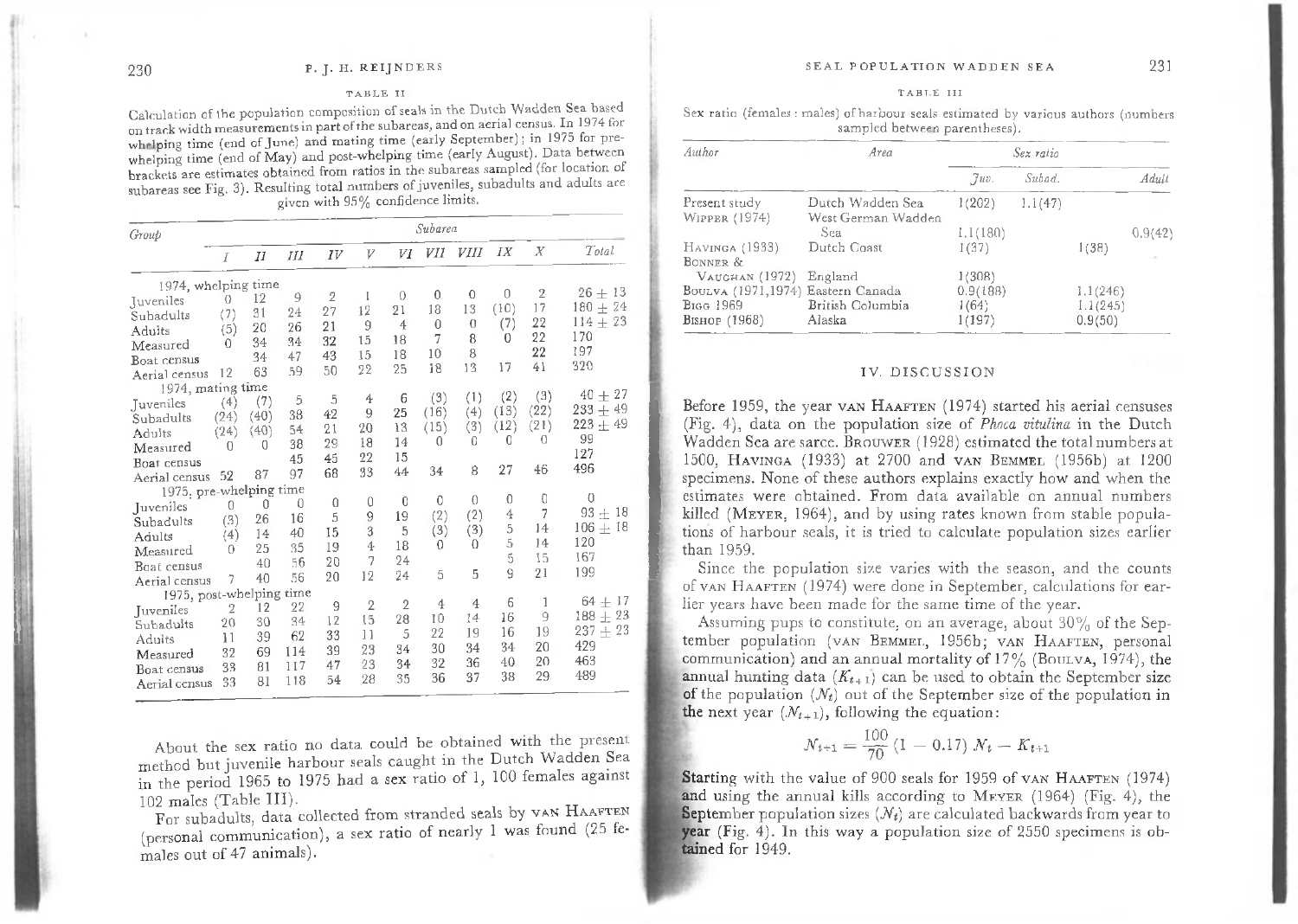TABLE II

Calculation of the population composition of seals in the Dutch Wadden Sea based on track width measurements in part of the subareas, and on aerial census. In 1974 for whelping time (end of June) and mating time (early September); in 1975 for pre-whelping time (end of May) and post-whelping time (early August). Data between brackets are estimates obtained from ratios in the subareas sampled (for location of subareas see Fig. 3). Resulting total numbers of juveniles, subadults and adults are given with 95% confidence limits.

| Group | Subarea | | | | | | | | | | Total |
|---|---|---|---|---|---|---|---|---|---|---|---|
| | I | II | III | IV | V | VI | VII | VIII | IX | X | |
| 1974, whelping time | | | | | | | | | | | |
| Juveniles | 0 | 12 | 9 | 2 | 1 | 0 | 0 | 0 | 0 | 2 | 26 ± 13 |
| Subadults | (7) | 31 | 24 | 27 | 12 | 21 | 18 | 13 | (10) | 17 | 180 ± 24 |
| Adults | (5) | 20 | 26 | 21 | 9 | 4 | 0 | 0 | (7) | 22 | 114 ± 23 |
| Measured | 0 | 34 | 34 | 32 | 15 | 18 | 7 | 8 | 0 | 22 | 170 |
| Boat census | | 34 | 47 | 43 | 15 | 18 | 10 | 8 | | 22 | 197 |
| Aerial census | 12 | 63 | 59 | 50 | 22 | 25 | 18 | 13 | 17 | 41 | 320 |
| 1974, mating time | | | | | | | | | | | |
| Juveniles | (4) | (7) | 5 | 5 | 4 | 6 | (3) | (1) | (2) | (3) | 40 ± 27 |
| Subadults | (24) | (40) | 38 | 42 | 9 | 25 | (16) | (4) | (13) | (22) | 233 ± 49 |
| Adults | (24) | (40) | 54 | 21 | 20 | 13 | (15) | (3) | (12) | (21) | 223 ± 49 |
| Measured | 0 | 0 | 38 | 29 | 18 | 14 | 0 | 0 | 0 | 0 | 99 |
| Boat census | | | 45 | 45 | 22 | 15 | | | | | 127 |
| Aerial census | 52 | 87 | 97 | 68 | 33 | 44 | 34 | 8 | 27 | 46 | 496 |
| 1975, pre-whelping time | | | | | | | | | | | |
| Juveniles | 0 | 0 | 0 | 0 | 0 | 0 | 0 | 0 | 0 | 0 | 0 |
| Subadults | (3) | 26 | 16 | 5 | 9 | 19 | (2) | (2) | 4 | 7 | 93 ± 18 |
| Adults | (4) | 14 | 40 | 15 | 3 | 5 | (3) | (3) | 5 | 14 | 106 ± 18 |
| Measured | 0 | 25 | 35 | 19 | 4 | 18 | 0 | 0 | 5 | 14 | 120 |
| Boat census | | 40 | 56 | 20 | 7 | 24 | | | 5 | 15 | 167 |
| Aerial census | 7 | 40 | 56 | 20 | 12 | 24 | 5 | 5 | 9 | 21 | 199 |
| 1975, post-whelping time | | | | | | | | | | | |
| Juveniles | 2 | 12 | 22 | 9 | 2 | 2 | 4 | 4 | 6 | 1 | 64 ± 17 |
| Subadults | 20 | 30 | 34 | 12 | 15 | 28 | 10 | 14 | 16 | 9 | 188 ± 23 |
| Adults | 11 | 39 | 62 | 33 | 11 | 5 | 22 | 19 | 16 | 19 | 237 ± 23 |
| Measured | 32 | 69 | 114 | 39 | 23 | 34 | 30 | 34 | 34 | 20 | 429 |
| Boat census | 33 | 81 | 117 | 47 | 23 | 34 | 32 | 36 | 40 | 20 | 463 |
| Aerial census | 33 | 81 | 118 | 54 | 28 | 35 | 36 | 37 | 38 | 29 | 489 |

About the sex ratio no data could be obtained with the present method but juvenile harbour seals caught in the Dutch Wadden Sea in the period 1965 to 1975 had a sex ratio of 1, 100 females against 102 males (Table III).

For subadults, data collected from stranded seals by VAN HAAFTEN (personal communication), a sex ratio of nearly 1 was found (25 females out of 47 animals).

TABLE III

Sex ratio (females : males) of harbour seals estimated by various authors (numbers sampled between parentheses).

| Author | Area | Sex ratio | | |
|---|---|---|---|---|
| | | Juv. | Subad. | Adult |
| Present study | Dutch Wadden Sea | 1(202) | 1.1(47) | |
| WIPPER (1974) | West German Wadden Sea | 1.1(180) | | 0.9(42) |
| HAVINGA (1933) | Dutch Coast | 1(37) | | 1(38) |
| BONNER & VAUGHAN (1972) | England | 1(308) | | |
| BOULVA (1971,1974) | Eastern Canada | 0.9(188) | | 1.1(246) |
| BIGG 1969 | British Columbia | 1(64) | | 1.1(245) |
| BISHOP (1968) | Alaska | 1(197) | | 0.9(50) |

## IV. DISCUSSION

Before 1959, the year VAN HAAFTEN (1974) started his aerial censuses (Fig. 4), data on the population size of *Phoca vitulina* in the Dutch Wadden Sea are sarce. BROUWER (1928) estimated the total numbers at 1500, HAVINGA (1933) at 2700 and VAN BEMMEL (1956b) at 1200 specimens. None of these authors explains exactly how and when the estimates were obtained. From data available on annual numbers killed (MEYER, 1964), and by using rates known from stable populations of harbour seals, it is tried to calculate population sizes earlier than 1959.

Since the population size varies with the season, and the counts of VAN HAAFTEN (1974) were done in September, calculations for earlier years have been made for the same time of the year.

Assuming pups to constitute, on an average, about 30% of the September population (VAN BEMMEL, 1956b; VAN HAAFTEN, personal communication) and an annual mortality of 17% (BOULVA, 1974), the annual hunting data ($K_{t+1}$) can be used to obtain the September size of the population ($N_t$) out of the September size of the population in the next year ($N_{t+1}$), following the equation:

$$N_{t+1} = \frac{100}{70}(1 - 0.17)\, N_t - K_{t+1}$$

Starting with the value of 900 seals for 1959 of VAN HAAFTEN (1974) and using the annual kills according to MEYER (1964) (Fig. 4), the September population sizes ($N_t$) are calculated backwards from year to year (Fig. 4). In this way a population size of 2550 specimens is obtained for 1949.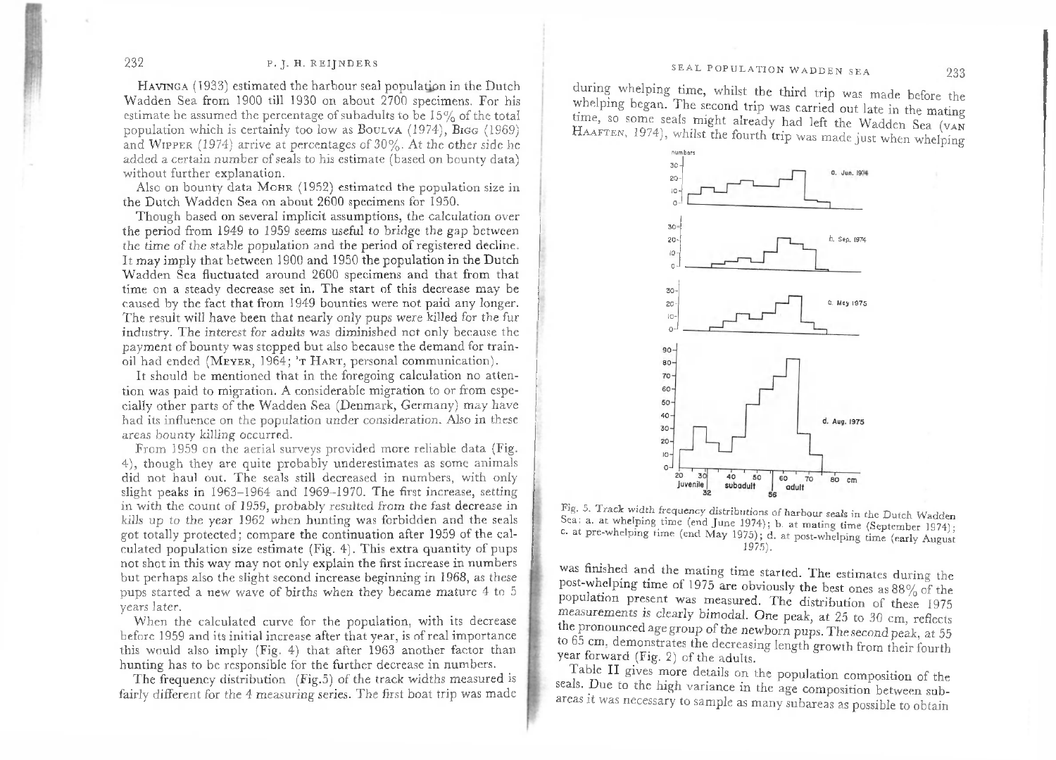HAVINGA (1933) estimated the harbour seal population in the Dutch Wadden Sea from 1900 till 1930 on about 2700 specimens. For his estimate he assumed the percentage of subadults to be 15% of the total population which is certainly too low as BOULVA (1974), BIGG (1969) and WIPPER (1974) arrive at percentages of 30%. At the other side he added a certain number of seals to his estimate (based on bounty data) without further explanation.

Also on bounty data MOHR (1952) estimated the population size in the Dutch Wadden Sea on about 2600 specimens for 1950.

Though based on several implicit assumptions, the calculation over the period from 1949 to 1959 seems useful to bridge the gap between the time of the stable population and the period of registered decline. It may imply that between 1900 and 1950 the population in the Dutch Wadden Sea fluctuated around 2600 specimens and that from that time on a steady decrease set in. The start of this decrease may be caused by the fact that from 1949 bounties were not paid any longer. The result will have been that nearly only pups were killed for the fur industry. The interest for adults was diminished not only because the payment of bounty was stopped but also because the demand for train-oil had ended (MEYER, 1964; 'T HART, personal communication).

It should be mentioned that in the foregoing calculation no attention was paid to migration. A considerable migration to or from especially other parts of the Wadden Sea (Denmark, Germany) may have had its influence on the population under consideration. Also in these areas bounty killing occurred.

From 1959 on the aerial surveys provided more reliable data (Fig. 4), though they are quite probably underestimates as some animals did not haul out. The seals still decreased in numbers, with only slight peaks in 1963–1964 and 1969–1970. The first increase, setting in with the count of 1959, probably resulted from the fast decrease in kills up to the year 1962 when hunting was forbidden and the seals got totally protected; compare the continuation after 1959 of the calculated population size estimate (Fig. 4). This extra quantity of pups not shot in this way may not only explain the first increase in numbers but perhaps also the slight second increase beginning in 1968, as these pups started a new wave of births when they became mature 4 to 5 years later.

When the calculated curve for the population, with its decrease before 1959 and its initial increase after that year, is of real importance this would also imply (Fig. 4) that after 1963 another factor than hunting has to be responsible for the further decrease in numbers.

The frequency distribution (Fig. 5) of the track widths measured is fairly different for the 4 measuring series. The first boat trip was made during whelping time, whilst the third trip was made before the whelping began. The second trip was carried out late in the mating time, so some seals might already had left the Wadden Sea (VAN HAAFTEN, 1974), whilst the fourth trip was made just when whelping

Fig. 5. Track width frequency distributions of harbour seals in the Dutch Wadden Sea: a. at whelping time (end June 1974); b. at mating time (September 1974); c. at pre-whelping time (end May 1975); d. at post-whelping time (early August 1975).

was finished and the mating time started. The estimates during the post-whelping time of 1975 are obviously the best ones as 88% of the population present was measured. The distribution of these 1975 measurements is clearly bimodal. One peak, at 25 to 30 cm, reflects the pronounced age group of the newborn pups. The second peak, at 55 to 65 cm, demonstrates the decreasing length growth from their fourth year forward (Fig. 2) of the adults.

Table II gives more details on the population composition of the seals. Due to the high variance in the age composition between subareas it was necessary to sample as many subareas as possible to obtain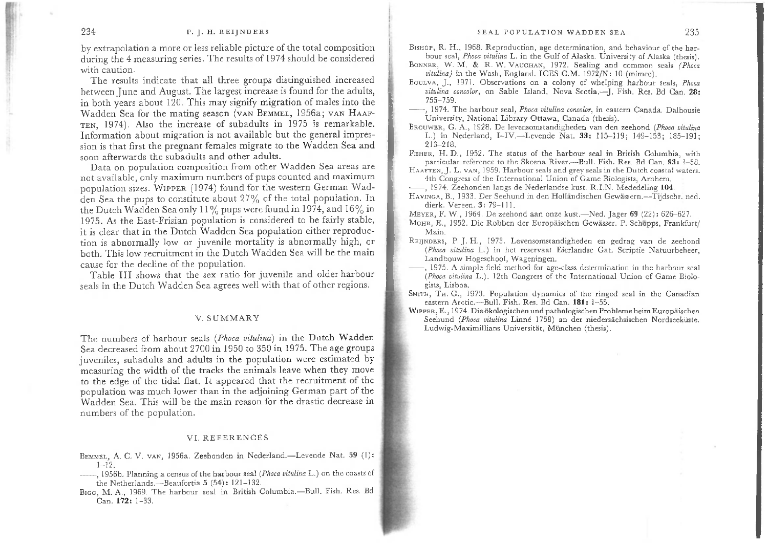by extrapolation a more or less reliable picture of the total composition during the 4 measuring series. The results of 1974 should be considered with caution.

The results indicate that all three groups distinguished increased between June and August. The largest increase is found for the adults, in both years about 120. This may signify migration of males into the Wadden Sea for the mating season (van Bemmel, 1956a; van Haaften, 1974). Also the increase of subadults in 1975 is remarkable. Information about migration is not available but the general impression is that first the pregnant females migrate to the Wadden Sea and soon afterwards the subadults and other adults.

Data on population composition from other Wadden Sea areas are not available, only maximum numbers of pups counted and maximum population sizes. Wipper (1974) found for the western German Wadden Sea the pups to constitute about 27% of the total population. In the Dutch Wadden Sea only 11% pups were found in 1974, and 16% in 1975. As the East-Frisian population is considered to be fairly stable, it is clear that in the Dutch Wadden Sea population either reproduction is abnormally low or juvenile mortality is abnormally high, or both. This low recruitment in the Dutch Wadden Sea will be the main cause for the decline of the population.

Table III shows that the sex ratio for juvenile and older harbour seals in the Dutch Wadden Sea agrees well with that of other regions.

## V. SUMMARY

The numbers of harbour seals (*Phoca vitulina*) in the Dutch Wadden Sea decreased from about 2700 in 1950 to 350 in 1975. The age groups juveniles, subadults and adults in the population were estimated by measuring the width of the tracks the animals leave when they move to the edge of the tidal flat. It appeared that the recruitment of the population was much lower than in the adjoining German part of the Wadden Sea. This will be the main reason for the drastic decrease in numbers of the population.

## VI. REFERENCES

Bemmel, A. C. V. van, 1956a. Zeehonden in Nederland.—Levende Nat. **59** (1): 1–12.

——, 1956b. Planning a census of the harbour seal (*Phoca vitulina* L.) on the coasts of the Netherlands.—Beaufortia **5** (54): 121–132.

Bigg, M. A., 1969. The harbour seal in British Columbia.—Bull. Fish. Res. Bd Can. **172**: 1–33.

Bishop, R. H., 1968. Reproduction, age determination, and behaviour of the harbour seal, *Phoca vitulina* L. in the Gulf of Alaska. University of Alaska (thesis).

Bonner, W. M. & R. W. Vaughan, 1972. Sealing and common seals (*Phoca vitulina*) in the Wash, England. ICES C.M. 1972/N: 10 (mimeo).

Boulva, J., 1971. Observations on a colony of whelping harbour seals, *Phoca vitulina concolor*, on Sable Island, Nova Scotia.—J. Fish. Res. Bd Can. **28**: 755–759.

——, 1974. The harbour seal, *Phoca vitulina concolor*, in eastern Canada. Dalhousie University, National Library Ottawa, Canada (thesis).

Brouwer, G. A., 1928. De levensomstandigheden van den zeehond (*Phoca vitulina* L.) in Nederland, I–IV.—Levende Nat. **33**: 115–119; 149–153; 185–191; 213–218.

Fisher, H. D., 1952. The status of the harbour seal in British Columbia, with particular reference to the Skeena River.—Bull. Fish. Res. Bd Can. **93**: 1–58.

Haaften, J. L. van, 1959. Harbour seals and grey seals in the Dutch coastal waters. 4th Congress of the International Union of Game Biologists, Arnhem.

——, 1974. Zeehonden langs de Nederlandse kust. R.I.N. Mededeling **104**.

Havinga, B., 1933. Der Seehund in den Holländischen Gewässern.—Tijdschr. ned. dierk. Vereen. **3**: 79–111.

Meyer, F. W., 1964. De zeehond aan onze kust.—Ned. Jager **69** (22): 626–627.

Mohr, E., 1952. Die Robben der Europäischen Gewässer. P. Schöpps, Frankfurt/Main.

Reijnders, P. J. H., 1973. Levensomstandigheden en gedrag van de zeehond (*Phoca vitulina* L.) in het reservaat Eierlandse Gat. Scriptie Natuurbeheer, Landbouw Hogeschool, Wageningen.

——, 1975. A simple field method for age-class determination in the harbour seal (*Phoca vitulina* L.). 12th Congress of the International Union of Game Biologists, Lisboa.

Smith, Th. G., 1973. Population dynamics of the ringed seal in the Canadian eastern Arctic.—Bull. Fish. Res. Bd Can. **181**: 1–55.

Wipper, E., 1974. Die ökologischen und pathologischen Probleme beim Europäischen Seehund (*Phoca vitulina* Linné 1758) an der niedersächsischen Nordseeküste. Ludwig-Maximillians Universität, München (thesis).